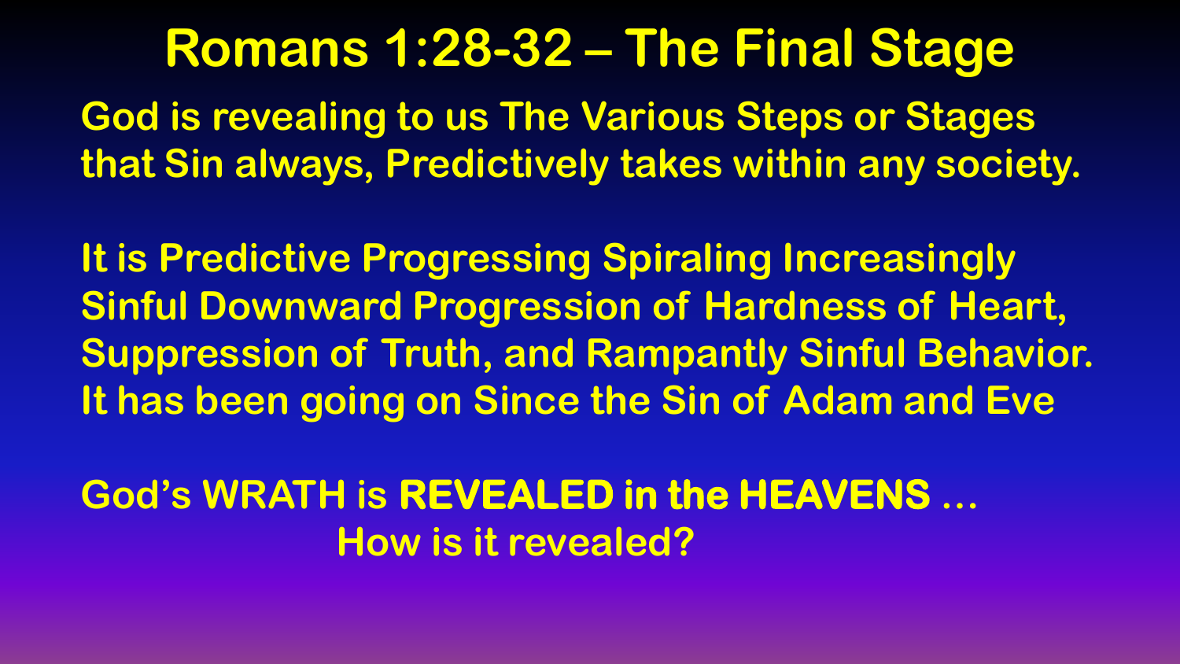# Romans 1:28-32 – The Final Stage

God is revealing to us The Various Steps or Stages that Sin always, Predictively takes within any society.

It is Predictive Progressing Spiraling Increasingly Sinful Downward Progression of Hardness of Heart, Suppression of Truth, and Rampantly Sinful Behavior. It has been going on Since the Sin of Adam and Eve

God's WRATH is **REVEALED in the HEAVENS** …
How is it revealed?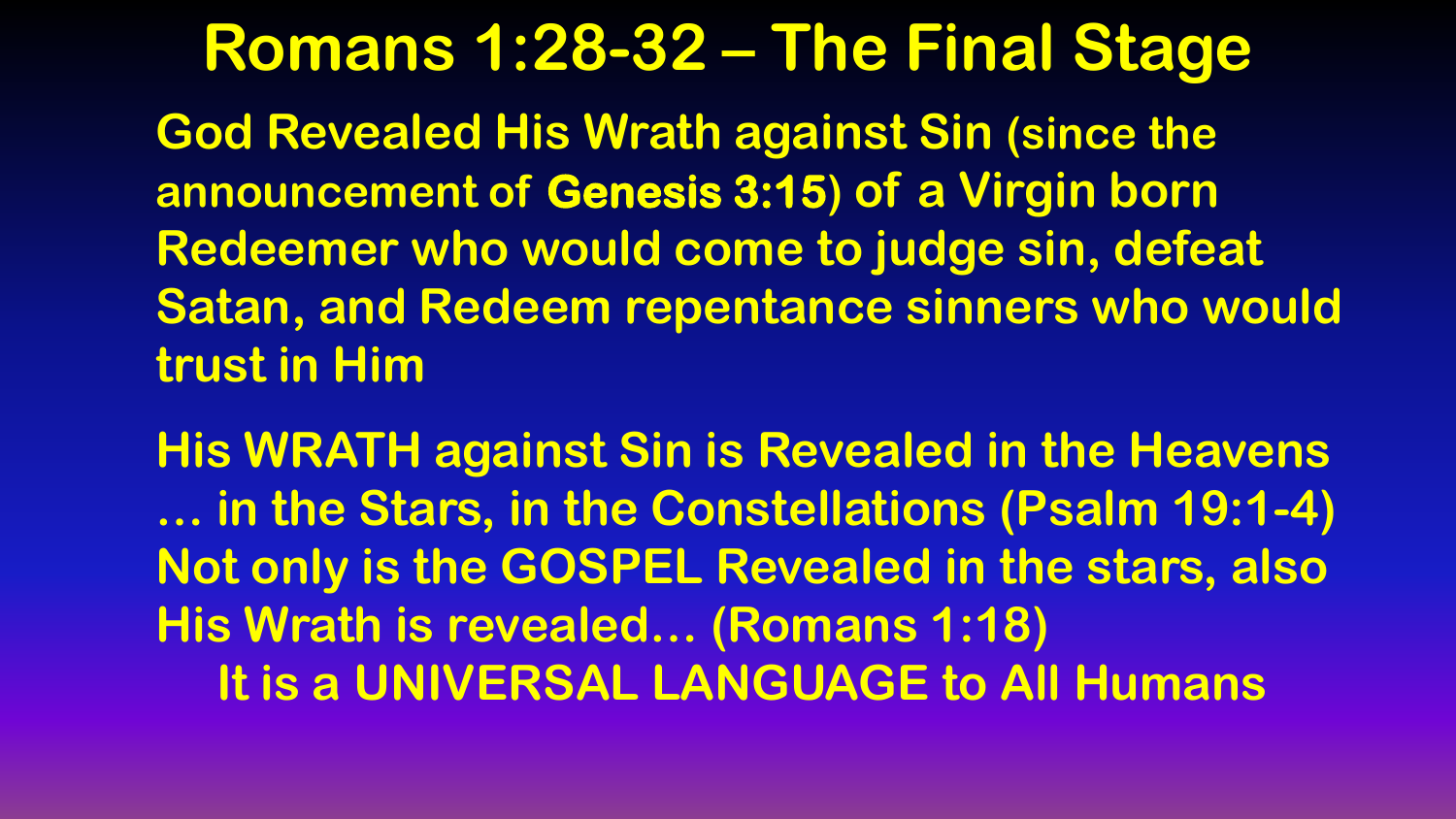# Romans 1:28-32 – The Final Stage

**God Revealed His Wrath against Sin (since the announcement of Genesis 3:15) of a Virgin born Redeemer who would come to judge sin, defeat Satan, and Redeem repentance sinners who would trust in Him**

**His WRATH against Sin is Revealed in the Heavens … in the Stars, in the Constellations (Psalm 19:1-4) Not only is the GOSPEL Revealed in the stars, also His Wrath is revealed… (Romans 1:18)**

**It is a UNIVERSAL LANGUAGE to All Humans**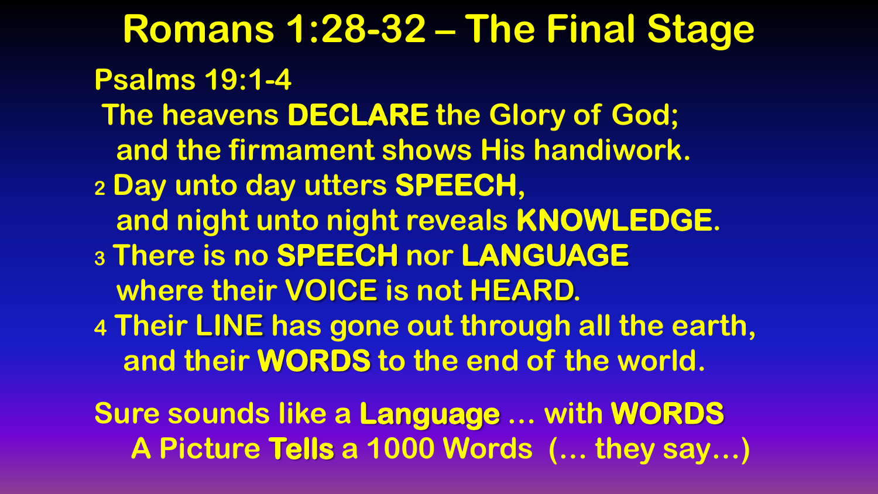# Romans 1:28-32 – The Final Stage

**Psalms 19:1-4**

The heavens **DECLARE** the Glory of God;
and the firmament shows His handiwork.

2 Day unto day utters **SPEECH**,
and night unto night reveals **KNOWLEDGE**.

3 There is no **SPEECH** nor **LANGUAGE**
where their **VOICE** is not **HEARD**.

4 Their **LINE** has gone out through all the earth,
and their **WORDS** to the end of the world.

Sure sounds like a **Language** … with **WORDS**

A Picture **Tells** a 1000 Words (… they say…)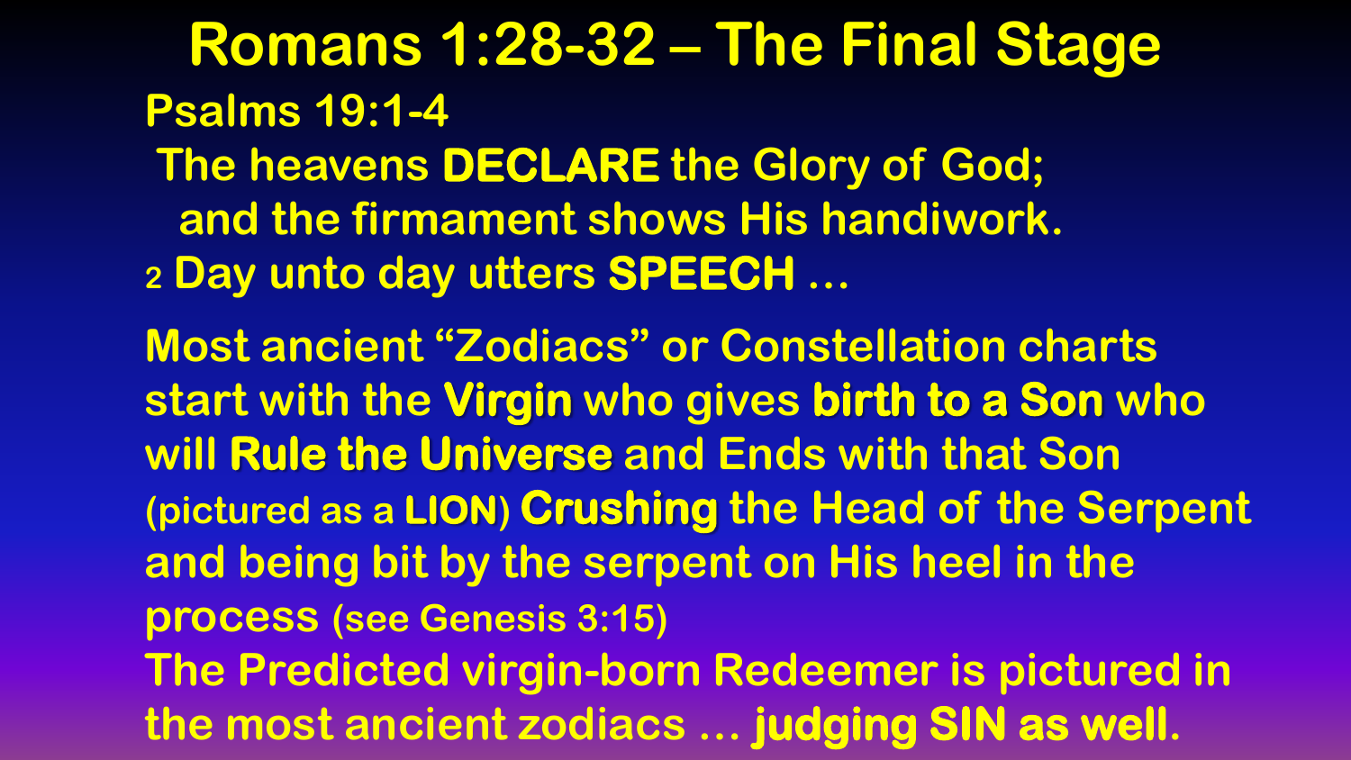# Romans 1:28-32 – The Final Stage

**Psalms 19:1-4**

The heavens **DECLARE** the Glory of God;
and the firmament shows His handiwork.
2 Day unto day utters **SPEECH** …

Most ancient "Zodiacs" or Constellation charts start with the **Virgin** who gives **birth to a Son** who will **Rule the Universe** and Ends with that Son (pictured as a **LION**) **Crushing** the Head of the Serpent and being bit by the serpent on His heel in the process (see Genesis 3:15)

The Predicted virgin-born Redeemer is pictured in the most ancient zodiacs … **judging SIN as well**.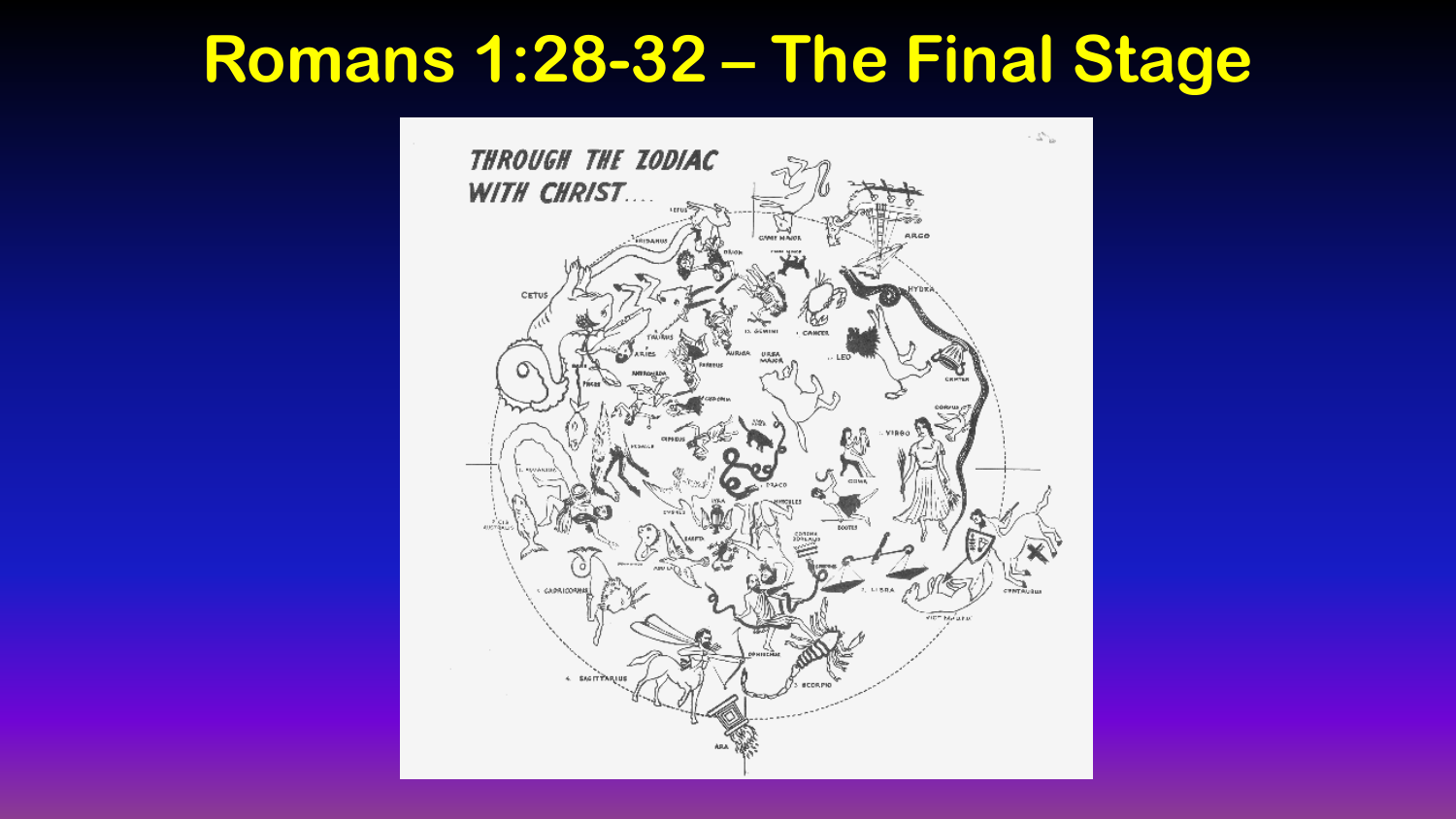# Romans 1:28-32 – The Final Stage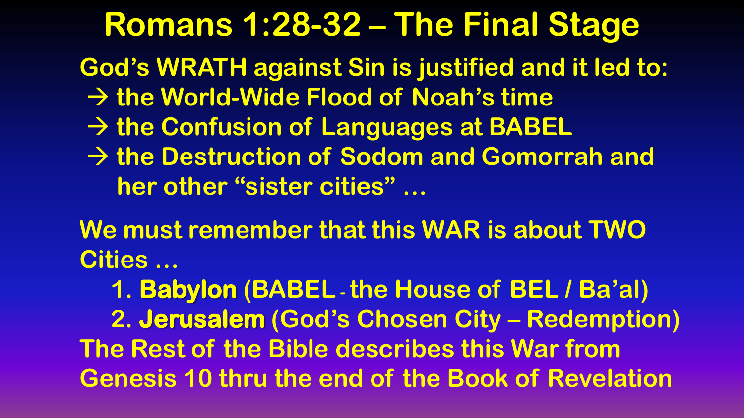# Romans 1:28-32 – The Final Stage

God's WRATH against Sin is justified and it led to:

- → the World-Wide Flood of Noah's time
- → the Confusion of Languages at BABEL
- → the Destruction of Sodom and Gomorrah and her other "sister cities" …

We must remember that this WAR is about TWO Cities …

1. **Babylon** (BABEL - the House of BEL / Ba'al)
2. **Jerusalem** (God's Chosen City – Redemption)

The Rest of the Bible describes this War from Genesis 10 thru the end of the Book of Revelation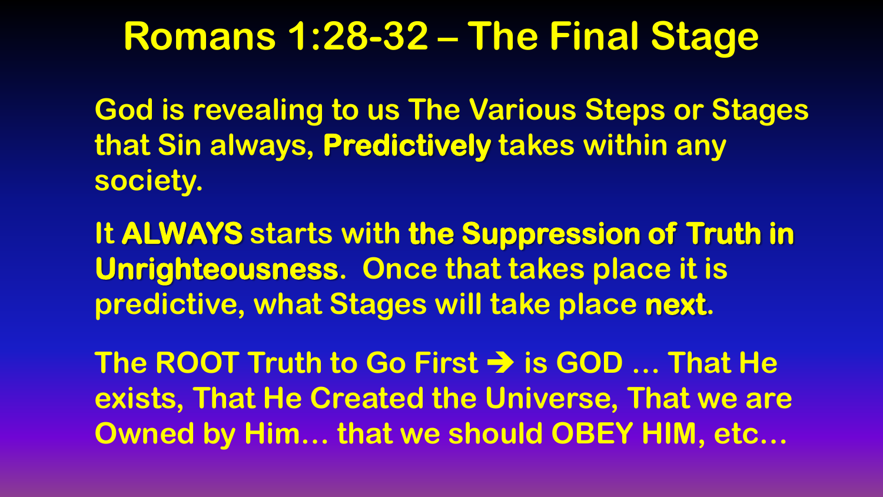# Romans 1:28-32 – The Final Stage

God is revealing to us The Various Steps or Stages that Sin always, **Predictively** takes within any society.

It **ALWAYS** starts with **the Suppression of Truth in Unrighteousness**. Once that takes place it is predictive, what Stages will take place **next**.

The ROOT Truth to Go First → is GOD … That He exists, That He Created the Universe, That we are Owned by Him… that we should OBEY HIM, etc…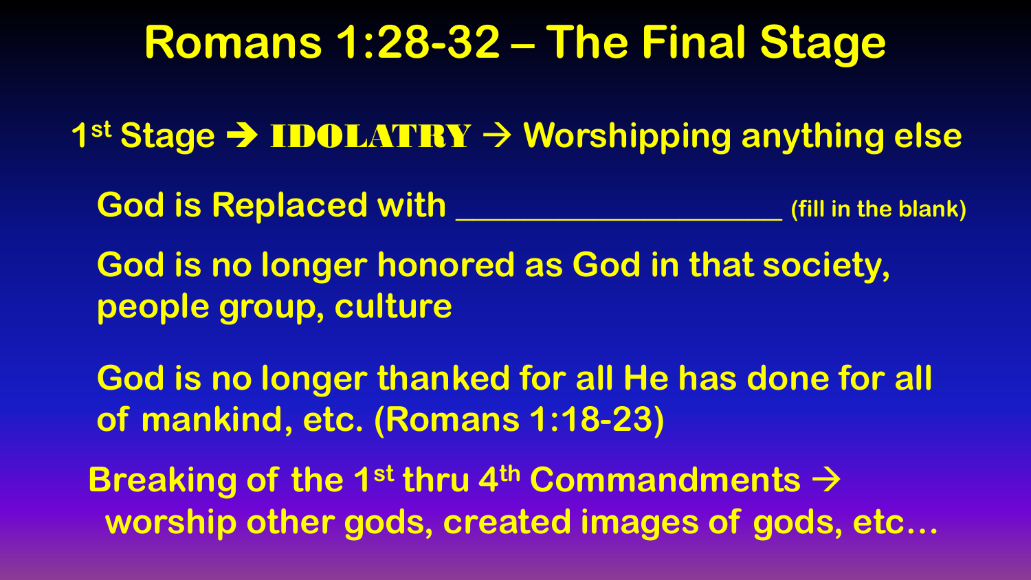# Romans 1:28-32 – The Final Stage

1st Stage → IDOLATRY → Worshipping anything else

God is Replaced with ____________________ (fill in the blank)

God is no longer honored as God in that society, people group, culture

God is no longer thanked for all He has done for all of mankind, etc. (Romans 1:18-23)

Breaking of the 1st thru 4th Commandments → worship other gods, created images of gods, etc…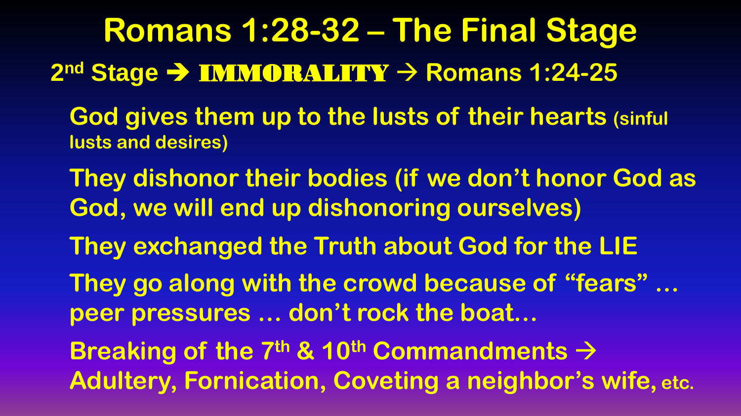# Romans 1:28-32 – The Final Stage

## 2nd Stage ➔ IMMORALITY → Romans 1:24-25

- God gives them up to the lusts of their hearts (sinful lusts and desires)
- They dishonor their bodies (if we don't honor God as God, we will end up dishonoring ourselves)
- They exchanged the Truth about God for the LIE
- They go along with the crowd because of "fears" … peer pressures … don't rock the boat…
- Breaking of the 7th & 10th Commandments → Adultery, Fornication, Coveting a neighbor's wife, etc.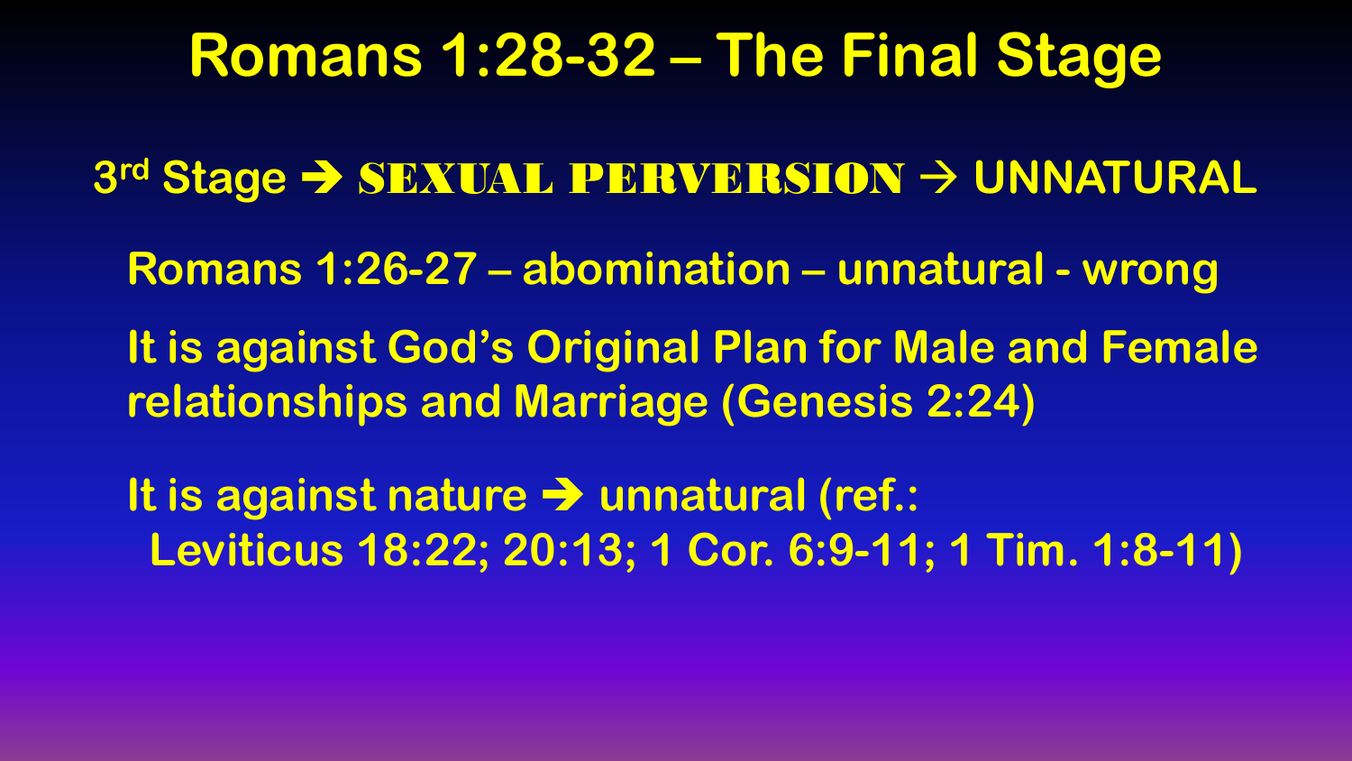# Romans 1:28-32 – The Final Stage

**3rd Stage ➔ SEXUAL PERVERSION → UNNATURAL**

Romans 1:26-27 – abomination – unnatural - wrong

It is against God's Original Plan for Male and Female relationships and Marriage (Genesis 2:24)

It is against nature ➔ unnatural (ref.: Leviticus 18:22; 20:13; 1 Cor. 6:9-11; 1 Tim. 1:8-11)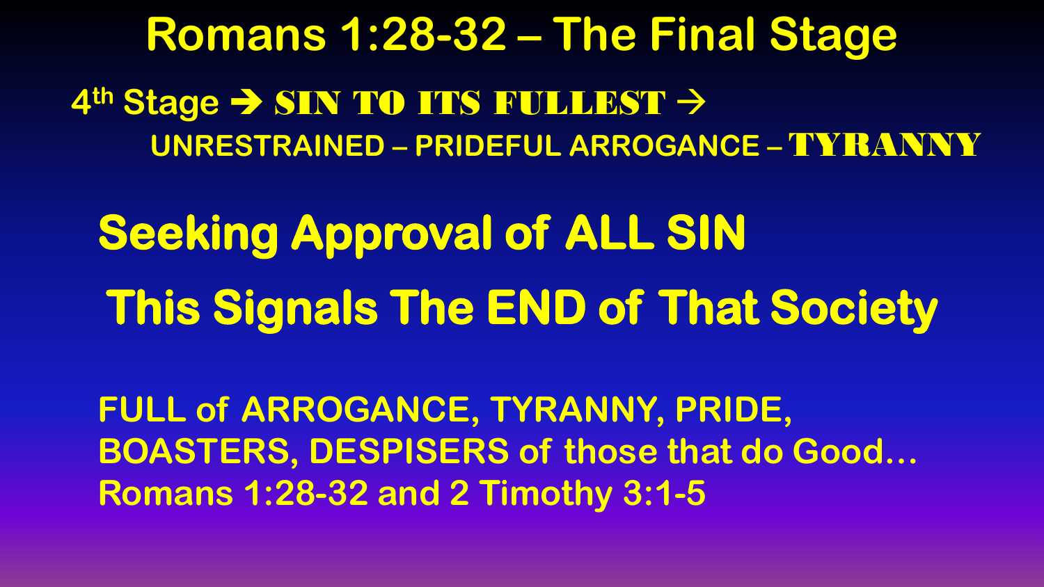# Romans 1:28-32 – The Final Stage

**4th Stage → SIN TO ITS FULLEST →**
**UNRESTRAINED – PRIDEFUL ARROGANCE – TYRANNY**

## Seeking Approval of ALL SIN

## This Signals The END of That Society

**FULL of ARROGANCE, TYRANNY, PRIDE, BOASTERS, DESPISERS of those that do Good…**
**Romans 1:28-32 and 2 Timothy 3:1-5**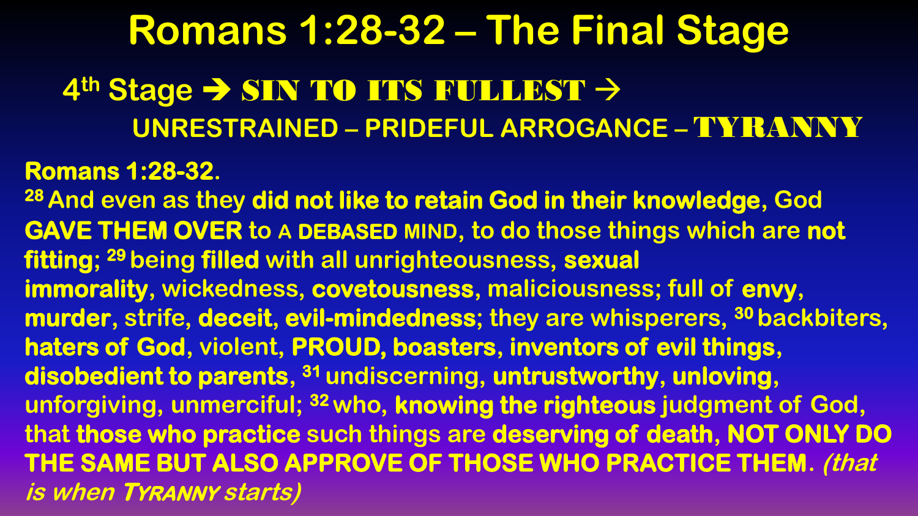# Romans 1:28-32 – The Final Stage

## 4th Stage → SIN TO ITS FULLEST → UNRESTRAINED – PRIDEFUL ARROGANCE – TYRANNY

**Romans 1:28-32**.

[28] And even as they **did not like to retain God in their knowledge**, God **GAVE THEM OVER** to **A DEBASED MIND**, to do those things which are **not fitting**; [29] being **filled** with all unrighteousness, **sexual immorality**, wickedness, **covetousness**, maliciousness; full of **envy**, **murder**, strife, **deceit**, **evil-mindedness**; they are whisperers, [30] backbiters, **haters of God**, violent, **PROUD, boasters**, **inventors of evil things**, **disobedient to parents**, [31] undiscerning, **untrustworthy**, **unloving**, unforgiving, unmerciful; [32] who, **knowing the righteous** judgment of God, that **those who practice** such things are **deserving of death**, **NOT ONLY DO THE SAME BUT ALSO APPROVE OF THOSE WHO PRACTICE THEM**. ***(that is when TYRANNY starts)***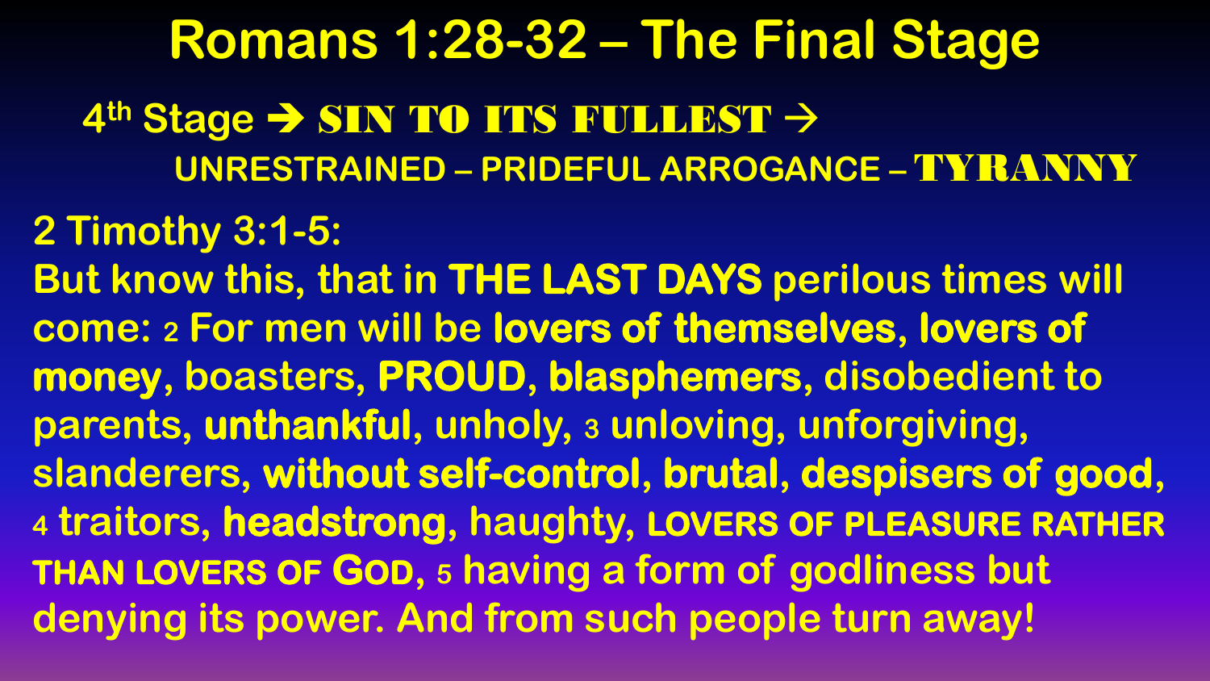# Romans 1:28-32 – The Final Stage

**4th Stage → SIN TO ITS FULLEST →**
**UNRESTRAINED – PRIDEFUL ARROGANCE – TYRANNY**

**2 Timothy 3:1-5:**

But know this, that in **THE LAST DAYS** perilous times will come: 2 For men will be **lovers of themselves**, **lovers of money**, boasters, **PROUD**, **blasphemers**, disobedient to parents, **unthankful**, unholy, 3 unloving, unforgiving, slanderers, **without self-control**, **brutal**, **despisers of good**, 4 traitors, **headstrong**, haughty, LOVERS OF PLEASURE RATHER THAN LOVERS OF GOD, 5 having a form of godliness but denying its power. And from such people turn away!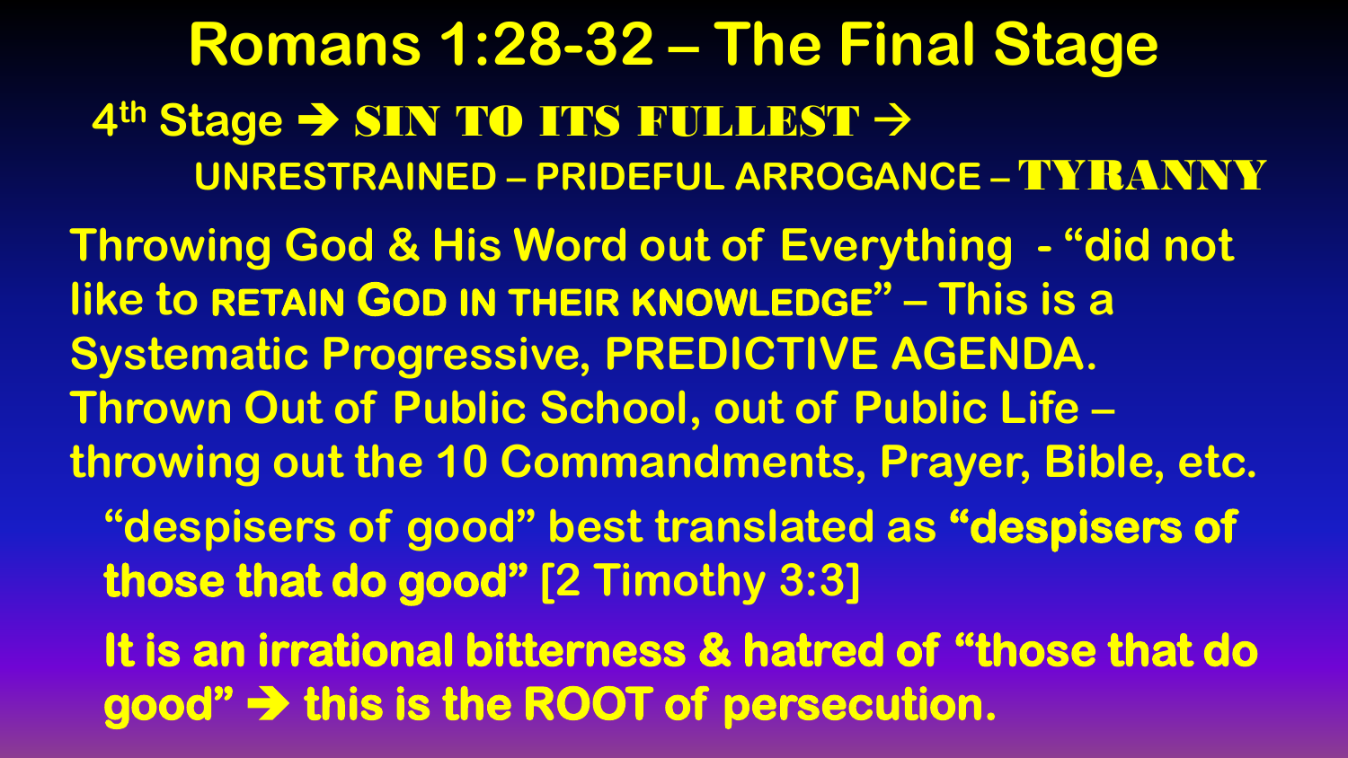# Romans 1:28-32 – The Final Stage

**4th Stage → SIN TO ITS FULLEST →**

**UNRESTRAINED – PRIDEFUL ARROGANCE – TYRANNY**

Throwing God & His Word out of Everything - "did not like to RETAIN GOD IN THEIR KNOWLEDGE" – This is a Systematic Progressive, PREDICTIVE AGENDA. Thrown Out of Public School, out of Public Life – throwing out the 10 Commandments, Prayer, Bible, etc.

- "despisers of good" best translated as **"despisers of those that do good"** [2 Timothy 3:3]
- **It is an irrational bitterness & hatred of "those that do good" → this is the ROOT of persecution.**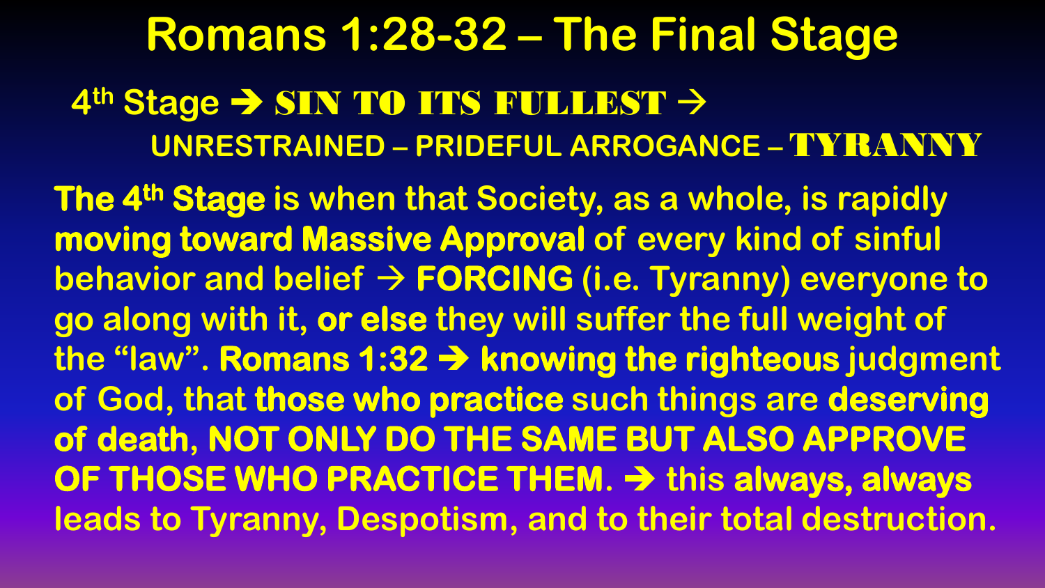# Romans 1:28-32 – The Final Stage

**4th Stage → SIN TO ITS FULLEST →**
**UNRESTRAINED – PRIDEFUL ARROGANCE – TYRANNY**

**The 4th Stage** is when that Society, as a whole, is rapidly **moving toward Massive Approval** of every kind of sinful behavior and belief → **FORCING** (i.e. Tyranny) everyone to go along with it, **or else** they will suffer the full weight of the "law". **Romans 1:32 → knowing the righteous** judgment of God, that **those who practice** such things are **deserving of death, NOT ONLY DO THE SAME BUT ALSO APPROVE OF THOSE WHO PRACTICE THEM**. **→** this **always, always** leads to Tyranny, Despotism, and to their total destruction.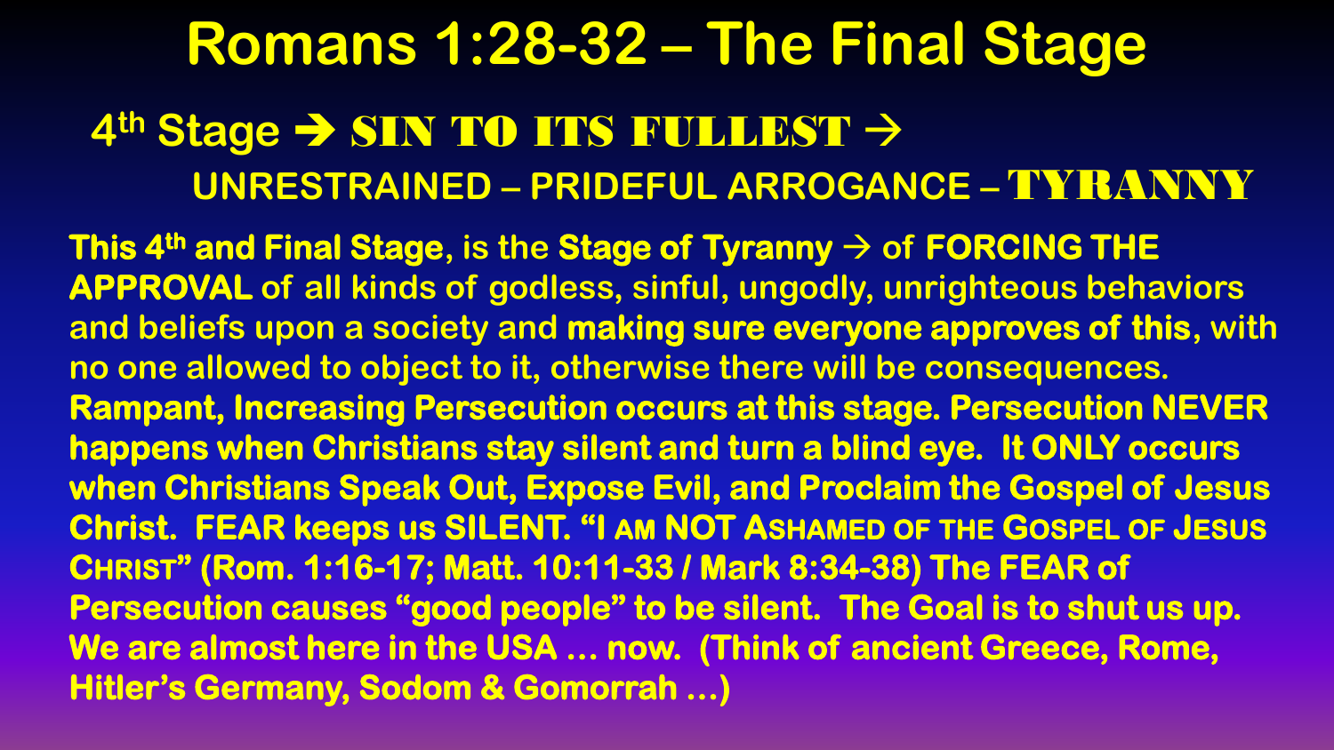# Romans 1:28-32 – The Final Stage

## 4th Stage → SIN TO ITS FULLEST →

### UNRESTRAINED – PRIDEFUL ARROGANCE – TYRANNY

**This 4th and Final Stage**, is the **Stage of Tyranny** → of **FORCING THE APPROVAL** of all kinds of godless, sinful, ungodly, unrighteous behaviors and beliefs upon a society and **making sure everyone approves of this**, with no one allowed to object to it, otherwise there will be consequences. **Rampant, Increasing Persecution occurs at this stage. Persecution NEVER happens when Christians stay silent and turn a blind eye. It ONLY occurs when Christians Speak Out, Expose Evil, and Proclaim the Gospel of Jesus Christ. FEAR keeps us SILENT. "I AM NOT ASHAMED OF THE GOSPEL OF JESUS CHRIST" (Rom. 1:16-17; Matt. 10:11-33 / Mark 8:34-38) The FEAR of Persecution causes "good people" to be silent. The Goal is to shut us up. We are almost here in the USA … now. (Think of ancient Greece, Rome, Hitler's Germany, Sodom & Gomorrah …)**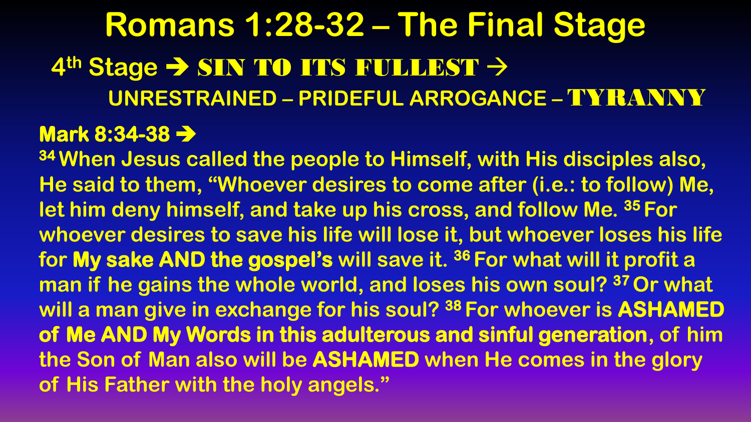# Romans 1:28-32 – The Final Stage

## 4th Stage ➔ SIN TO ITS FULLEST →

### UNRESTRAINED – PRIDEFUL ARROGANCE – TYRANNY

**Mark 8:34-38 ➔**

[34] When Jesus called the people to Himself, with His disciples also, He said to them, "Whoever desires to come after (i.e.: to follow) Me, let him deny himself, and take up his cross, and follow Me. [35] For whoever desires to save his life will lose it, but whoever loses his life for **My sake AND the gospel's** will save it. [36] For what will it profit a man if he gains the whole world, and loses his own soul? [37] Or what will a man give in exchange for his soul? [38] For whoever is **ASHAMED of Me AND My Words in this adulterous and sinful generation**, of him the Son of Man also will be **ASHAMED** when He comes in the glory of His Father with the holy angels."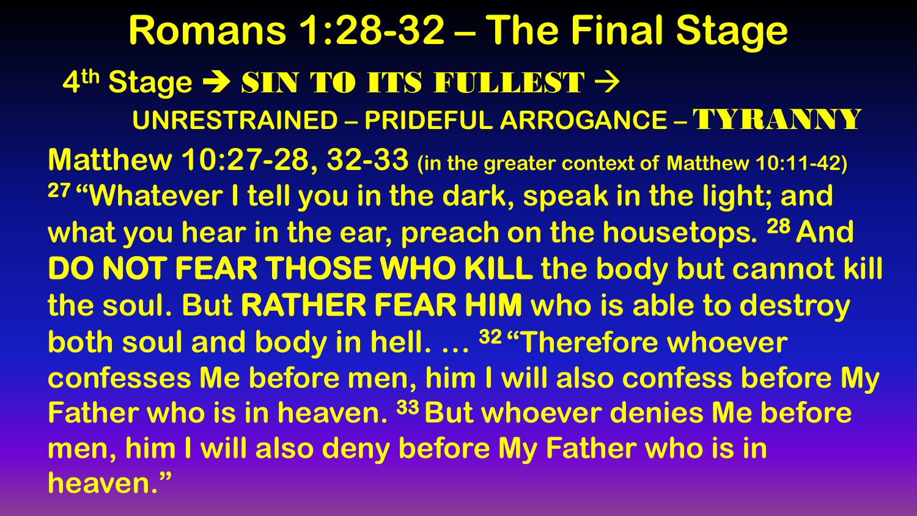# Romans 1:28-32 – The Final Stage

## 4th Stage → SIN TO ITS FULLEST →

### UNRESTRAINED – PRIDEFUL ARROGANCE – TYRANNY

**Matthew 10:27-28, 32-33** (in the greater context of Matthew 10:11-42)

[27] "Whatever I tell you in the dark, speak in the light; and what you hear in the ear, preach on the housetops. [28] And **DO NOT FEAR THOSE WHO KILL** the body but cannot kill the soul. But **RATHER FEAR HIM** who is able to destroy both soul and body in hell. … [32] "Therefore whoever confesses Me before men, him I will also confess before My Father who is in heaven. [33] But whoever denies Me before men, him I will also deny before My Father who is in heaven."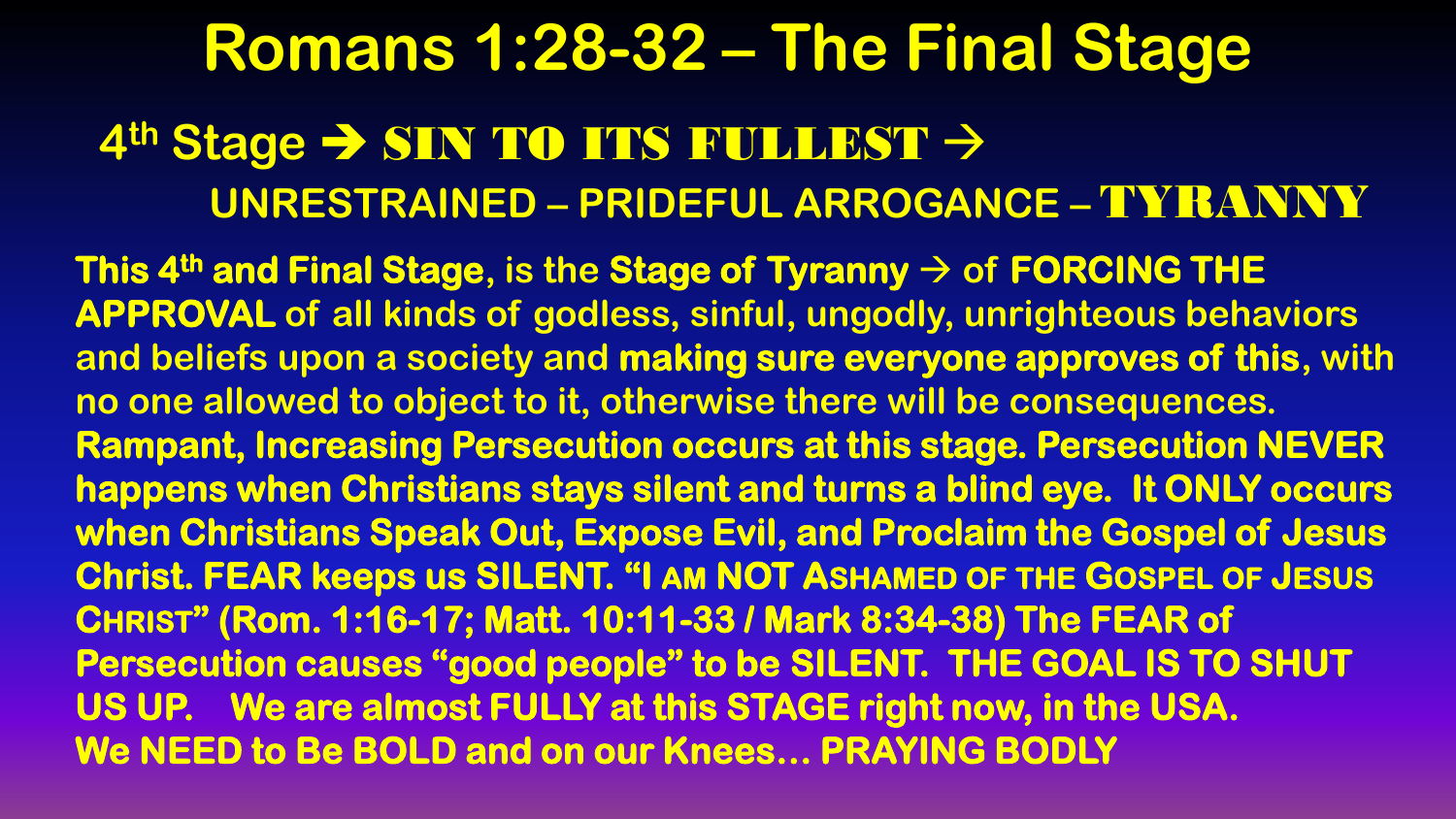# Romans 1:28-32 – The Final Stage

## 4th Stage ➔ SIN TO ITS FULLEST →

### UNRESTRAINED – PRIDEFUL ARROGANCE – TYRANNY

**This 4th and Final Stage**, is the **Stage of Tyranny** → of **FORCING THE APPROVAL** of all kinds of godless, sinful, ungodly, unrighteous behaviors and beliefs upon a society and **making sure everyone approves of this**, with no one allowed to object to it, otherwise there will be consequences. **Rampant, Increasing Persecution occurs at this stage. Persecution NEVER happens when Christians stays silent and turns a blind eye. It ONLY occurs when Christians Speak Out, Expose Evil, and Proclaim the Gospel of Jesus Christ. FEAR keeps us SILENT. "I AM NOT ASHAMED OF THE GOSPEL OF JESUS CHRIST" (Rom. 1:16-17; Matt. 10:11-33 / Mark 8:34-38) The FEAR of Persecution causes "good people" to be SILENT. THE GOAL IS TO SHUT US UP. We are almost FULLY at this STAGE right now, in the USA. We NEED to Be BOLD and on our Knees… PRAYING BODLY**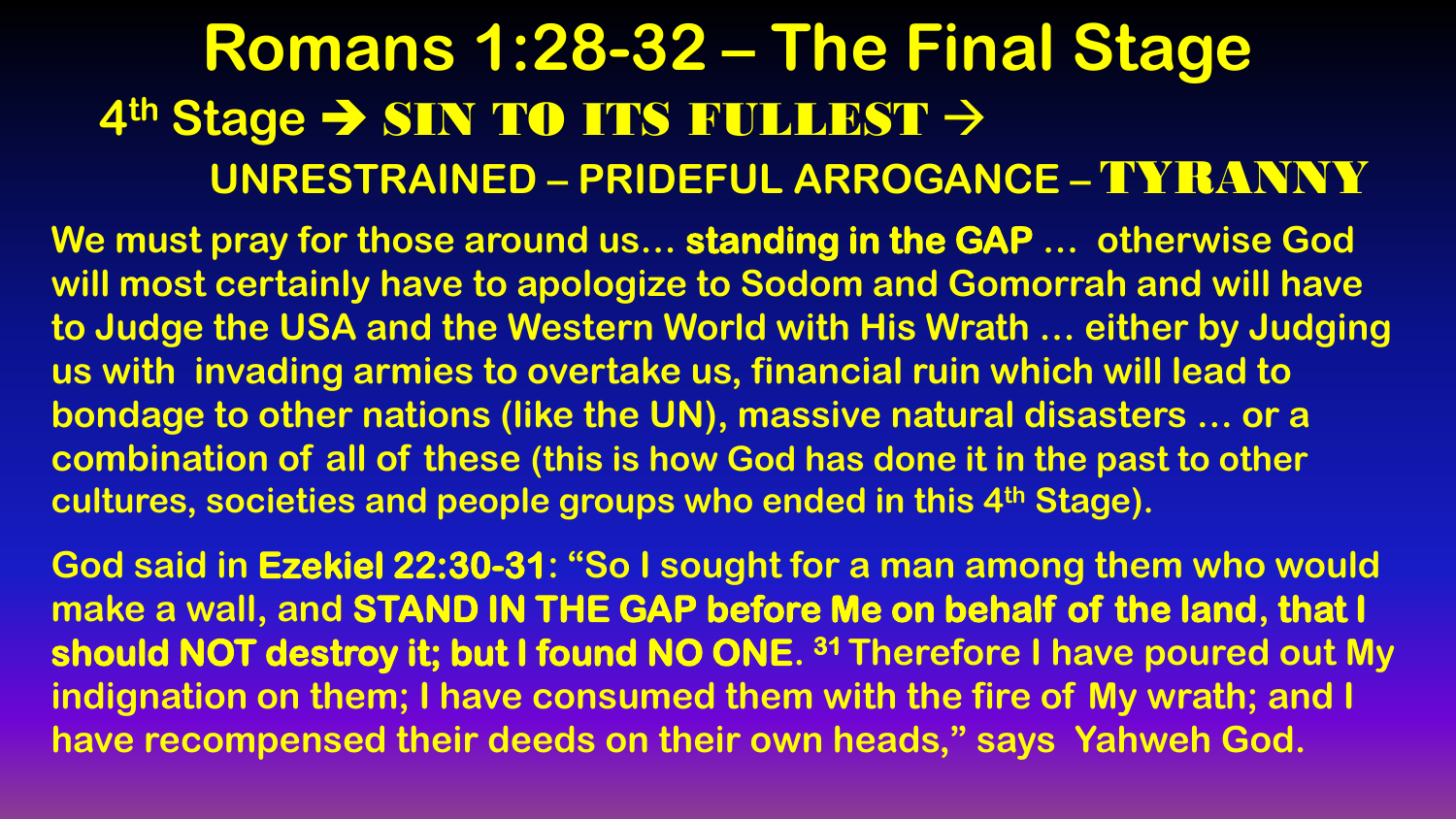# Romans 1:28-32 – The Final Stage

## 4th Stage → SIN TO ITS FULLEST →

### UNRESTRAINED – PRIDEFUL ARROGANCE – TYRANNY

We must pray for those around us… **standing in the GAP** … otherwise God will most certainly have to apologize to Sodom and Gomorrah and will have to Judge the USA and the Western World with His Wrath … either by Judging us with invading armies to overtake us, financial ruin which will lead to bondage to other nations (like the UN), massive natural disasters … or a combination of all of these (this is how God has done it in the past to other cultures, societies and people groups who ended in this 4th Stage).

God said in **Ezekiel 22:30-31**: "So I sought for a man among them who would make a wall, and **STAND IN THE GAP before Me on behalf of the land, that I should NOT destroy it; but I found NO ONE**. [31] Therefore I have poured out My indignation on them; I have consumed them with the fire of My wrath; and I have recompensed their deeds on their own heads," says Yahweh God.